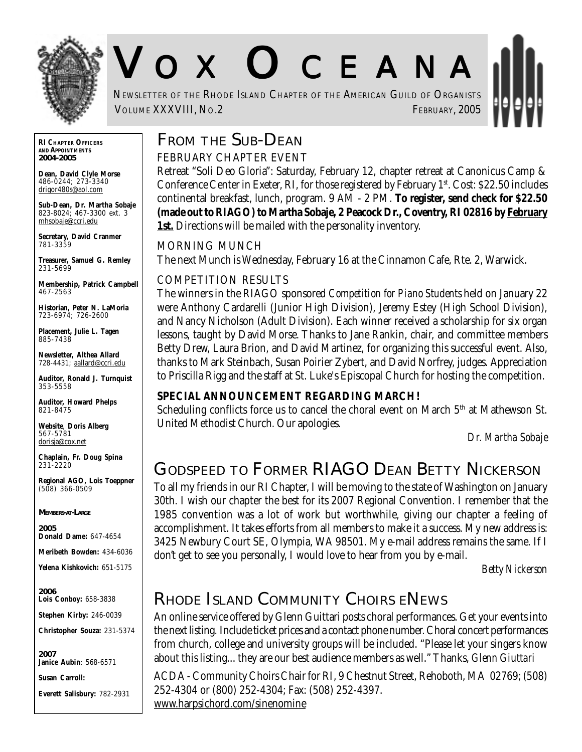# VOX OCEANA

NEWSLETTER OF THE RHODE ISLAND CHAPTER OF THE AMERICAN GUILD OF ORGANISTS
VOLUME XXXVIII, NO.2 FEBRUARY, 2005

## FROM THE SUB-DEAN

### FEBRUARY CHAPTER EVENT

Retreat "Soli Deo Gloria": Saturday, February 12, chapter retreat at Canonicus Camp & Conference Center in Exeter, RI, for those registered by February 1st. Cost: $22.50 includes continental breakfast, lunch, program. 9 AM - 2 PM. **To register, send check for $22.50 (made out to RIAGO) to Martha Sobaje, 2 Peacock Dr., Coventry, RI 02816 by February 1st.** Directions will be mailed with the personality inventory.

### MORNING MUNCH

The next Munch is Wednesday, February 16 at the Cinnamon Cafe, Rte. 2, Warwick.

### COMPETITION RESULTS

The winners in the RIAGO sponsored *Competition for Piano Students* held on January 22 were Anthony Cardarelli (Junior High Division), Jeremy Estey (High School Division), and Nancy Nicholson (Adult Division). Each winner received a scholarship for six organ lessons, taught by David Morse. Thanks to Jane Rankin, chair, and committee members Betty Drew, Laura Brion, and David Martinez, for organizing this successful event. Also, thanks to Mark Steinbach, Susan Poirier Zybert, and David Norfrey, judges. Appreciation to Priscilla Rigg and the staff at St. Luke's Episcopal Church for hosting the competition.

**SPECIAL ANNOUNCEMENT REGARDING MARCH!**

Scheduling conflicts force us to cancel the choral event on March 5th at Mathewson St. United Methodist Church. Our apologies.

*Dr. Martha Sobaje*

## GODSPEED TO FORMER RIAGO DEAN BETTY NICKERSON

To all my friends in our RI Chapter, I will be moving to the state of Washington on January 30th. I wish our chapter the best for its 2007 Regional Convention. I remember that the 1985 convention was a lot of work but worthwhile, giving our chapter a feeling of accomplishment. It takes efforts from all members to make it a success. My new address is: 3425 Newbury Court SE, Olympia, WA 98501. My e-mail address remains the same. If I don't get to see you personally, I would love to hear from you by e-mail.

*Betty Nickerson*

## RHODE ISLAND COMMUNITY CHOIRS ENEWS

An online service offered by Glenn Guittari posts choral performances. Get your events into the next listing. Include ticket prices and a contact phone number. Choral concert performances from church, college and university groups will be included. "Please let your singers know about this listing... they are our best audience members as well." Thanks, *Glenn Giuttari*

ACDA - Community Choirs Chair for RI, 9 Chestnut Street, Rehoboth, MA 02769; (508) 252-4304 or (800) 252-4304; Fax: (508) 252-4397.
www.harpsichord.com/sinenomine

---

**RI CHAPTER OFFICERS AND APPOINTMENTS 2004-2005**

**Dean, David Clyle Morse**
486-0244; 273-3340
drigor480s@aol.com

**Sub-Dean, Dr. Martha Sobaje**
823-8024; 467-3300 ext. 3
mhsobaje@ccri.edu

**Secretary, David Cranmer**
781-3359

**Treasurer, Samuel G. Remley**
231-5699

**Membership, Patrick Campbell**
467-2563

**Historian, Peter N. LaMoria**
723-6974; 726-2600

**Placement, Julie L. Tagen**
885-7438

**Newsletter, Althea Allard**
728-4431; aallard@ccri.edu

**Auditor, Ronald J. Turnquist**
353-5558

**Auditor, Howard Phelps**
821-8475

**Website, Doris Alberg**
567-5781
dorisja@cox.net

**Chaplain, Fr. Doug Spina**
231-2220

**Regional AGO, Lois Toeppner**
(508) 366-0509

**MEMBERS-AT-LARGE**

**2005**
**Donald Dame:** 647-4654
**Meribeth Bowden:** 434-6036
**Yelena Kishkovich:** 651-5175

**2006**
**Lois Conboy:** 658-3838
**Stephen Kirby:** 246-0039
**Christopher Souza:** 231-5374

**2007**
**Janice Aubin**: 568-6571
**Susan Carroll:**
**Everett Salisbury:** 782-2931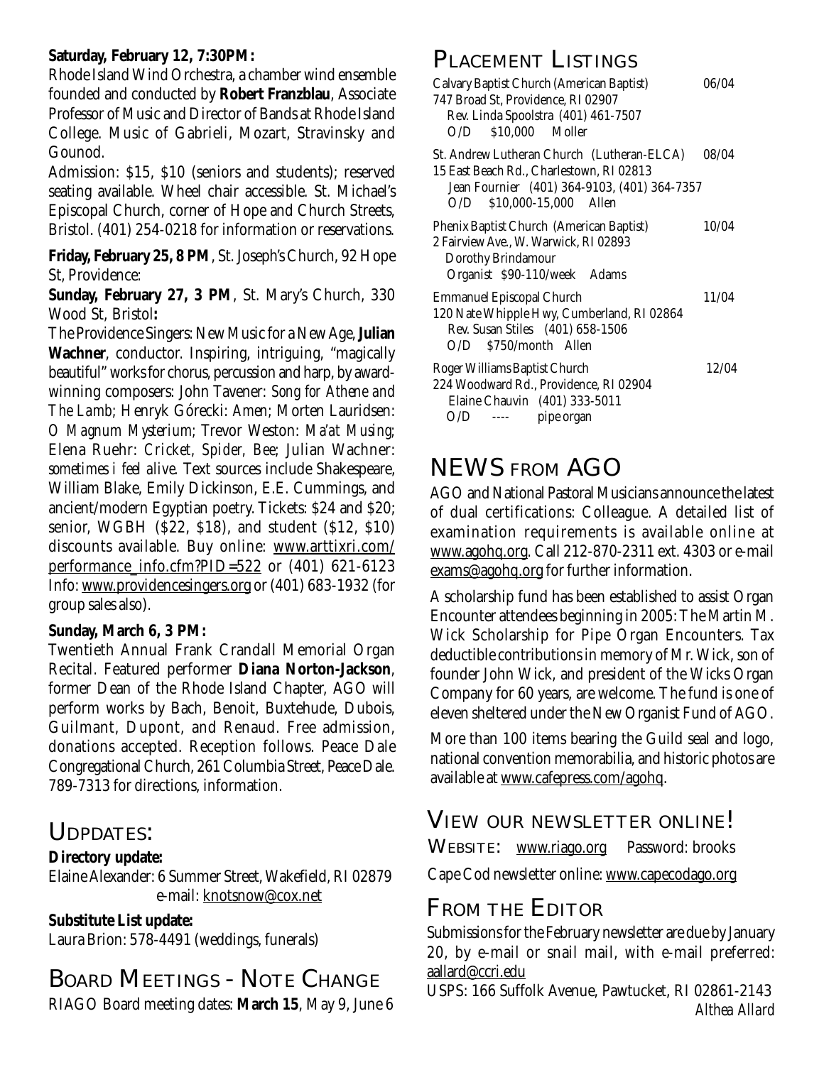**Saturday, February 12, 7:30PM:**

Rhode Island Wind Orchestra, a chamber wind ensemble founded and conducted by **Robert Franzblau**, Associate Professor of Music and Director of Bands at Rhode Island College. Music of Gabrieli, Mozart, Stravinsky and Gounod.

Admission: $15, $10 (seniors and students); reserved seating available. Wheel chair accessible. St. Michael's Episcopal Church, corner of Hope and Church Streets, Bristol. (401) 254-0218 for information or reservations.

**Friday, February 25, 8 PM**, St. Joseph's Church, 92 Hope St, Providence:

**Sunday, February 27, 3 PM**, St. Mary's Church, 330 Wood St, Bristol**:**

The Providence Singers: New Music for a New Age, **Julian Wachner**, conductor. Inspiring, intriguing, "magically beautiful" works for chorus, percussion and harp, by award-winning composers: John Tavener: *Song for Athene and The Lamb;* Henryk Górecki: *Amen;* Morten Lauridsen: *O Magnum Mysterium;* Trevor Weston: *Ma'at Musing*; Elena Ruehr: *Cricket, Spider, Bee*; Julian Wachner: *sometimes i feel alive*. Text sources include Shakespeare, William Blake, Emily Dickinson, E.E. Cummings, and ancient/modern Egyptian poetry. Tickets: $24 and $20; senior, WGBH ($22, $18), and student ($12, $10) discounts available. Buy online: www.arttixri.com/performance_info.cfm?PID=522 or (401) 621-6123 Info: www.providencesingers.org or (401) 683-1932 (for group sales also).

**Sunday, March 6, 3 PM:**

Twentieth Annual Frank Crandall Memorial Organ Recital. Featured performer **Diana Norton-Jackson**, former Dean of the Rhode Island Chapter, AGO will perform works by Bach, Benoit, Buxtehude, Dubois, Guilmant, Dupont, and Renaud. Free admission, donations accepted. Reception follows. Peace Dale Congregational Church, 261 Columbia Street, Peace Dale. 789-7313 for directions, information.

## UDPDATES:

**Directory update:**

Elaine Alexander: 6 Summer Street, Wakefield, RI 02879
e-mail: knotsnow@cox.net

**Substitute List update:**

Laura Brion: 578-4491 (weddings, funerals)

## BOARD MEETINGS - NOTE CHANGE

RIAGO Board meeting dates: **March 15**, May 9, June 6

## PLACEMENT LISTINGS

Calvary Baptist Church (American Baptist) 06/04
747 Broad St, Providence, RI 02907
Rev. Linda Spoolstra (401) 461-7507
O/D $10,000 Moller

St. Andrew Lutheran Church (Lutheran-ELCA) 08/04
15 East Beach Rd., Charlestown, RI 02813
Jean Fournier (401) 364-9103, (401) 364-7357
O/D $10,000-15,000 Allen

Phenix Baptist Church (American Baptist) 10/04
2 Fairview Ave., W. Warwick, RI 02893
Dorothy Brindamour
Organist $90-110/week Adams

Emmanuel Episcopal Church 11/04
120 Nate Whipple Hwy, Cumberland, RI 02864
Rev. Susan Stiles (401) 658-1506
O/D $750/month Allen

Roger Williams Baptist Church 12/04
224 Woodward Rd., Providence, RI 02904
Elaine Chauvin (401) 333-5011
O/D ---- pipe organ

## NEWS FROM AGO

AGO and National Pastoral Musicians announce the latest of dual certifications: Colleague. A detailed list of examination requirements is available online at www.agohq.org. Call 212-870-2311 ext. 4303 or e-mail exams@agohq.org for further information.

A scholarship fund has been established to assist Organ Encounter attendees beginning in 2005: The Martin M. Wick Scholarship for Pipe Organ Encounters. Tax deductible contributions in memory of Mr. Wick, son of founder John Wick, and president of the Wicks Organ Company for 60 years, are welcome. The fund is one of eleven sheltered under the New Organist Fund of AGO.

More than 100 items bearing the Guild seal and logo, national convention memorabilia, and historic photos are available at www.cafepress.com/agohq.

## VIEW OUR NEWSLETTER ONLINE!

WEBSITE: www.riago.org Password: brooks

Cape Cod newsletter online: www.capecodago.org

## FROM THE EDITOR

Submissions for the February newsletter are due by January 20, by e-mail or snail mail, with e-mail preferred: aallard@ccri.edu

USPS: 166 Suffolk Avenue, Pawtucket, RI 02861-2143

*Althea Allard*